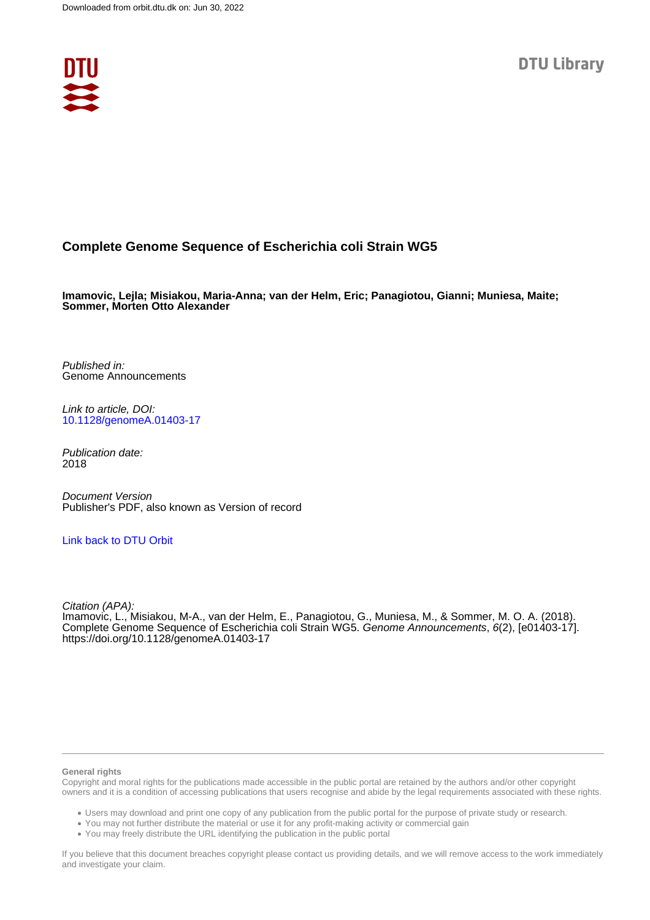Downloaded from orbit.dtu.dk on: Jun 30, 2022

DTU Library

# Complete Genome Sequence of Escherichia coli Strain WG5

**Imamovic, Lejla; Misiakou, Maria-Anna; van der Helm, Eric; Panagiotou, Gianni; Muniesa, Maite; Sommer, Morten Otto Alexander**

*Published in:*
Genome Announcements

*Link to article, DOI:*
10.1128/genomeA.01403-17

*Publication date:*
2018

*Document Version*
Publisher's PDF, also known as Version of record

Link back to DTU Orbit

*Citation (APA):*
Imamovic, L., Misiakou, M-A., van der Helm, E., Panagiotou, G., Muniesa, M., & Sommer, M. O. A. (2018). Complete Genome Sequence of Escherichia coli Strain WG5. *Genome Announcements*, *6*(2), [e01403-17]. https://doi.org/10.1128/genomeA.01403-17

**General rights**
Copyright and moral rights for the publications made accessible in the public portal are retained by the authors and/or other copyright owners and it is a condition of accessing publications that users recognise and abide by the legal requirements associated with these rights.

- Users may download and print one copy of any publication from the public portal for the purpose of private study or research.
- You may not further distribute the material or use it for any profit-making activity or commercial gain
- You may freely distribute the URL identifying the publication in the public portal

If you believe that this document breaches copyright please contact us providing details, and we will remove access to the work immediately and investigate your claim.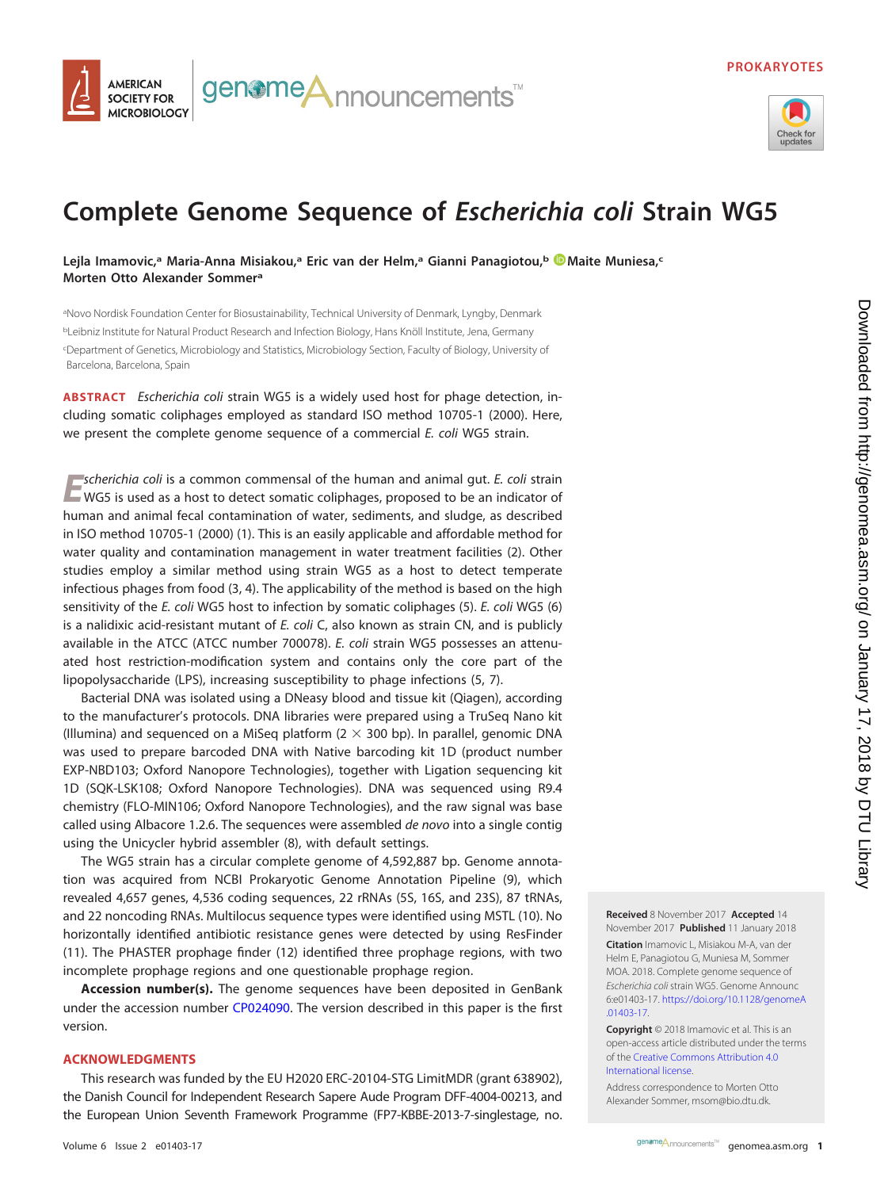PROKARYOTES

# Complete Genome Sequence of *Escherichia coli* Strain WG5

**Lejla Imamovic,[a] Maria-Anna Misiakou,[a] Eric van der Helm,[a] Gianni Panagiotou,[b] Maite Muniesa,[c] Morten Otto Alexander Sommer[a]**

[a]Novo Nordisk Foundation Center for Biosustainability, Technical University of Denmark, Lyngby, Denmark
[b]Leibniz Institute for Natural Product Research and Infection Biology, Hans Knöll Institute, Jena, Germany
[c]Department of Genetics, Microbiology and Statistics, Microbiology Section, Faculty of Biology, University of Barcelona, Barcelona, Spain

**ABSTRACT** *Escherichia coli* strain WG5 is a widely used host for phage detection, including somatic coliphages employed as standard ISO method 10705-1 (2000). Here, we present the complete genome sequence of a commercial *E. coli* WG5 strain.

*Escherichia coli* is a common commensal of the human and animal gut. *E. coli* strain WG5 is used as a host to detect somatic coliphages, proposed to be an indicator of human and animal fecal contamination of water, sediments, and sludge, as described in ISO method 10705-1 (2000) (1). This is an easily applicable and affordable method for water quality and contamination management in water treatment facilities (2). Other studies employ a similar method using strain WG5 as a host to detect temperate infectious phages from food (3, 4). The applicability of the method is based on the high sensitivity of the *E. coli* WG5 host to infection by somatic coliphages (5). *E. coli* WG5 (6) is a nalidixic acid-resistant mutant of *E. coli* C, also known as strain CN, and is publicly available in the ATCC (ATCC number 700078). *E. coli* strain WG5 possesses an attenuated host restriction-modification system and contains only the core part of the lipopolysaccharide (LPS), increasing susceptibility to phage infections (5, 7).

Bacterial DNA was isolated using a DNeasy blood and tissue kit (Qiagen), according to the manufacturer's protocols. DNA libraries were prepared using a TruSeq Nano kit (Illumina) and sequenced on a MiSeq platform (2 × 300 bp). In parallel, genomic DNA was used to prepare barcoded DNA with Native barcoding kit 1D (product number EXP-NBD103; Oxford Nanopore Technologies), together with Ligation sequencing kit 1D (SQK-LSK108; Oxford Nanopore Technologies). DNA was sequenced using R9.4 chemistry (FLO-MIN106; Oxford Nanopore Technologies), and the raw signal was base called using Albacore 1.2.6. The sequences were assembled *de novo* into a single contig using the Unicycler hybrid assembler (8), with default settings.

The WG5 strain has a circular complete genome of 4,592,887 bp. Genome annotation was acquired from NCBI Prokaryotic Genome Annotation Pipeline (9), which revealed 4,657 genes, 4,536 coding sequences, 22 rRNAs (5S, 16S, and 23S), 87 tRNAs, and 22 noncoding RNAs. Multilocus sequence types were identified using MSTL (10). No horizontally identified antibiotic resistance genes were detected by using ResFinder (11). The PHASTER prophage finder (12) identified three prophage regions, with two incomplete prophage regions and one questionable prophage region.

**Accession number(s).** The genome sequences have been deposited in GenBank under the accession number CP024090. The version described in this paper is the first version.

## ACKNOWLEDGMENTS

This research was funded by the EU H2020 ERC-20104-STG LimitMDR (grant 638902), the Danish Council for Independent Research Sapere Aude Program DFF-4004-00213, and the European Union Seventh Framework Programme (FP7-KBBE-2013-7-singlestage, no.

**Received** 8 November 2017 **Accepted** 14 November 2017 **Published** 11 January 2018

**Citation** Imamovic L, Misiakou M-A, van der Helm E, Panagiotou G, Muniesa M, Sommer MOA. 2018. Complete genome sequence of *Escherichia coli* strain WG5. Genome Announc 6:e01403-17. https://doi.org/10.1128/genomeA.01403-17.

**Copyright** © 2018 Imamovic et al. This is an open-access article distributed under the terms of the Creative Commons Attribution 4.0 International license.

Address correspondence to Morten Otto Alexander Sommer, msom@bio.dtu.dk.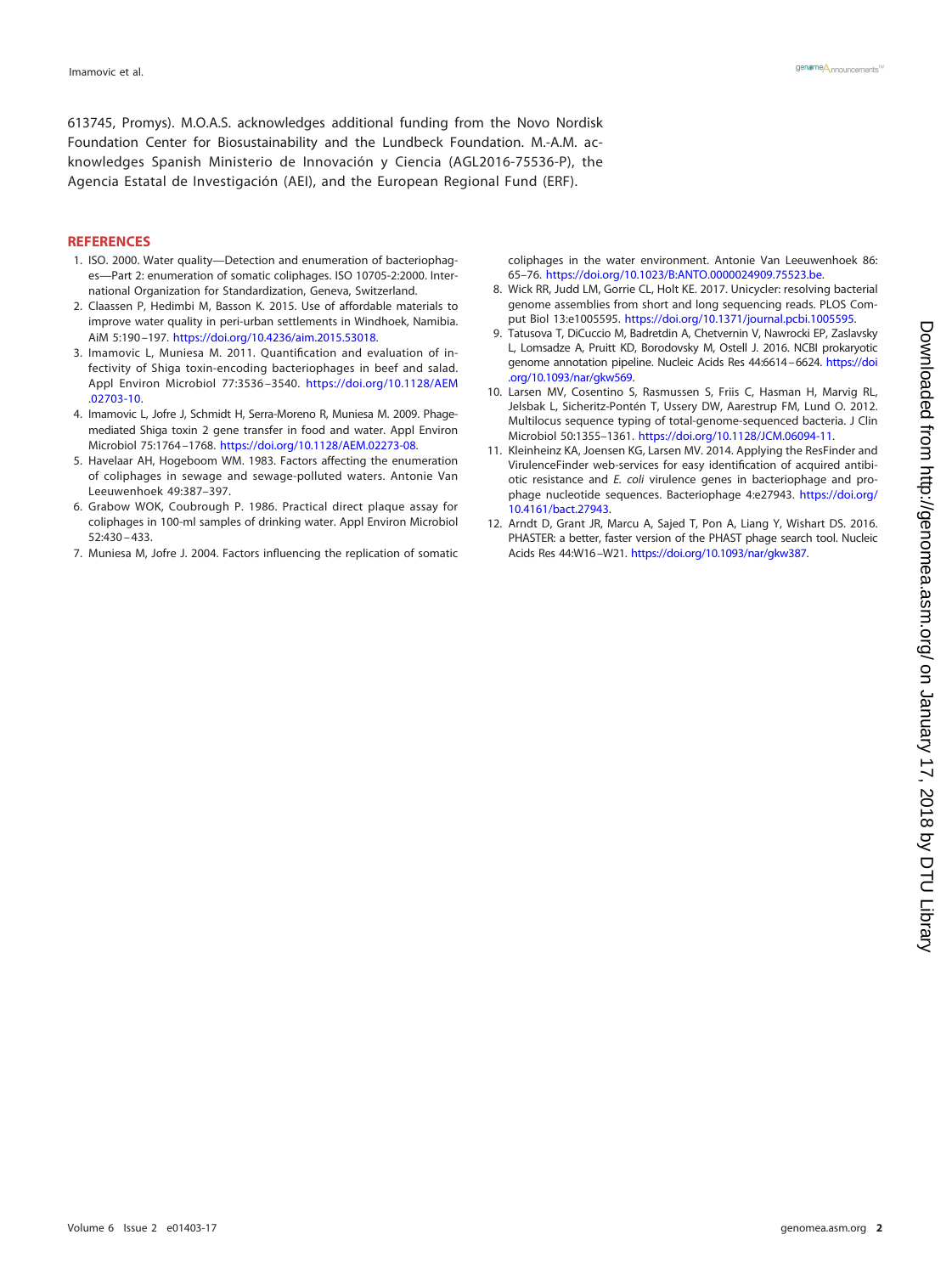613745, Promys). M.O.A.S. acknowledges additional funding from the Novo Nordisk Foundation Center for Biosustainability and the Lundbeck Foundation. M.-A.M. acknowledges Spanish Ministerio de Innovación y Ciencia (AGL2016-75536-P), the Agencia Estatal de Investigación (AEI), and the European Regional Fund (ERF).

## REFERENCES

1. ISO. 2000. Water quality—Detection and enumeration of bacteriophages—Part 2: enumeration of somatic coliphages. ISO 10705-2:2000. International Organization for Standardization, Geneva, Switzerland.
2. Claassen P, Hedimbi M, Basson K. 2015. Use of affordable materials to improve water quality in peri-urban settlements in Windhoek, Namibia. AiM 5:190–197. https://doi.org/10.4236/aim.2015.53018.
3. Imamovic L, Muniesa M. 2011. Quantification and evaluation of infectivity of Shiga toxin-encoding bacteriophages in beef and salad. Appl Environ Microbiol 77:3536–3540. https://doi.org/10.1128/AEM.02703-10.
4. Imamovic L, Jofre J, Schmidt H, Serra-Moreno R, Muniesa M. 2009. Phage-mediated Shiga toxin 2 gene transfer in food and water. Appl Environ Microbiol 75:1764–1768. https://doi.org/10.1128/AEM.02273-08.
5. Havelaar AH, Hogeboom WM. 1983. Factors affecting the enumeration of coliphages in sewage and sewage-polluted waters. Antonie Van Leeuwenhoek 49:387–397.
6. Grabow WOK, Coubrough P. 1986. Practical direct plaque assay for coliphages in 100-ml samples of drinking water. Appl Environ Microbiol 52:430–433.
7. Muniesa M, Jofre J. 2004. Factors influencing the replication of somatic coliphages in the water environment. Antonie Van Leeuwenhoek 86:65–76. https://doi.org/10.1023/B:ANTO.0000024909.75523.be.
8. Wick RR, Judd LM, Gorrie CL, Holt KE. 2017. Unicycler: resolving bacterial genome assemblies from short and long sequencing reads. PLOS Comput Biol 13:e1005595. https://doi.org/10.1371/journal.pcbi.1005595.
9. Tatusova T, DiCuccio M, Badretdin A, Chetvernin V, Nawrocki EP, Zaslavsky L, Lomsadze A, Pruitt KD, Borodovsky M, Ostell J. 2016. NCBI prokaryotic genome annotation pipeline. Nucleic Acids Res 44:6614–6624. https://doi.org/10.1093/nar/gkw569.
10. Larsen MV, Cosentino S, Rasmussen S, Friis C, Hasman H, Marvig RL, Jelsbak L, Sicheritz-Pontén T, Ussery DW, Aarestrup FM, Lund O. 2012. Multilocus sequence typing of total-genome-sequenced bacteria. J Clin Microbiol 50:1355–1361. https://doi.org/10.1128/JCM.06094-11.
11. Kleinheinz KA, Joensen KG, Larsen MV. 2014. Applying the ResFinder and VirulenceFinder web-services for easy identification of acquired antibiotic resistance and *E. coli* virulence genes in bacteriophage and prophage nucleotide sequences. Bacteriophage 4:e27943. https://doi.org/10.4161/bact.27943.
12. Arndt D, Grant JR, Marcu A, Sajed T, Pon A, Liang Y, Wishart DS. 2016. PHASTER: a better, faster version of the PHAST phage search tool. Nucleic Acids Res 44:W16–W21. https://doi.org/10.1093/nar/gkw387.